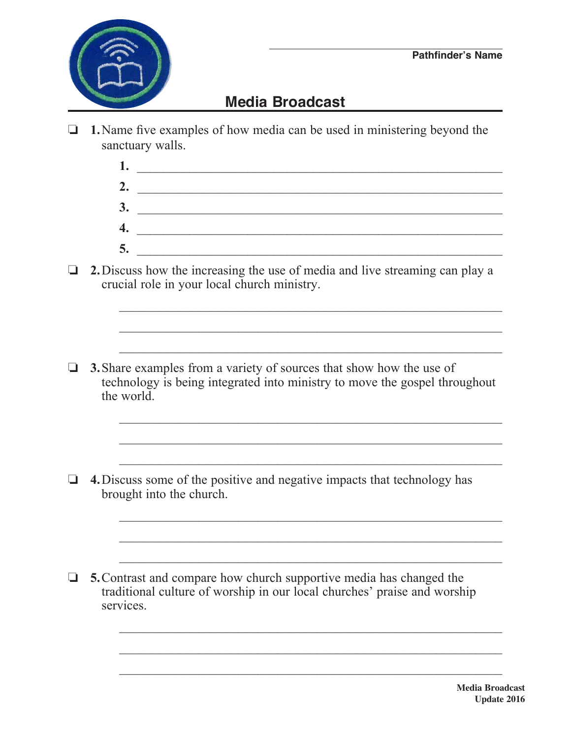Pathfinder's Name

# Media Broadcast

- ❏ **1.** Name five examples of how media can be used in ministering beyond the sanctuary walls.

  **1.** ______________________________
  
  **2.** ______________________________
  
  **3.** ______________________________
  
  **4.** ______________________________
  
  **5.** ______________________________

- ❏ **2.** Discuss how the increasing the use of media and live streaming can play a crucial role in your local church ministry.

- ❏ **3.** Share examples from a variety of sources that show how the use of technology is being integrated into ministry to move the gospel throughout the world.

- ❏ **4.** Discuss some of the positive and negative impacts that technology has brought into the church.

- ❏ **5.** Contrast and compare how church supportive media has changed the traditional culture of worship in our local churches' praise and worship services.

Media Broadcast
Update 2016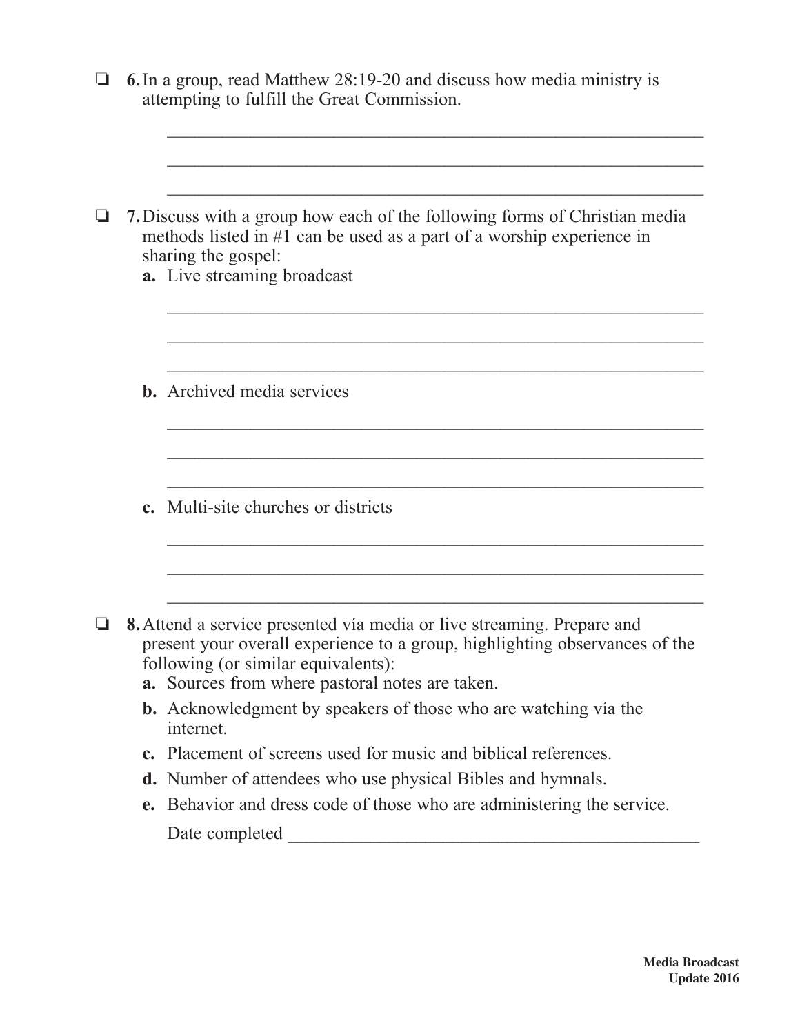- ❏ **6.** In a group, read Matthew 28:19-20 and discuss how media ministry is attempting to fulfill the Great Commission.

  ____________________________________________________________

  ____________________________________________________________

  ____________________________________________________________

- ❏ **7.** Discuss with a group how each of the following forms of Christian media methods listed in #1 can be used as a part of a worship experience in sharing the gospel:

  **a.** Live streaming broadcast

  ____________________________________________________________

  ____________________________________________________________

  ____________________________________________________________

  **b.** Archived media services

  ____________________________________________________________

  ____________________________________________________________

  ____________________________________________________________

  **c.** Multi-site churches or districts

  ____________________________________________________________

  ____________________________________________________________

  ____________________________________________________________

- ❏ **8.** Attend a service presented vía media or live streaming. Prepare and present your overall experience to a group, highlighting observances of the following (or similar equivalents):

  **a.** Sources from where pastoral notes are taken.

  **b.** Acknowledgment by speakers of those who are watching vía the internet.

  **c.** Placement of screens used for music and biblical references.

  **d.** Number of attendees who use physical Bibles and hymnals.

  **e.** Behavior and dress code of those who are administering the service.

  Date completed ______________________________________________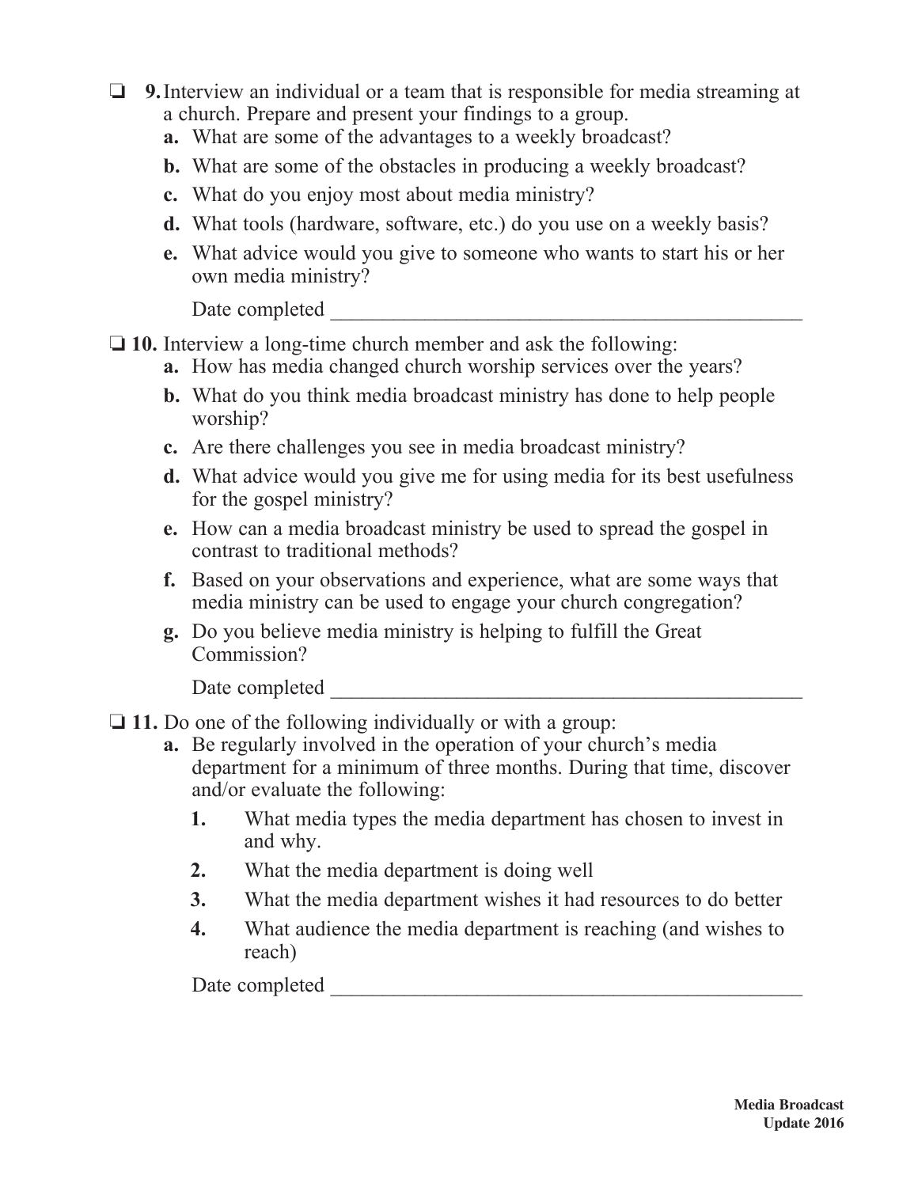❏ **9.** Interview an individual or a team that is responsible for media streaming at a church. Prepare and present your findings to a group.

   **a.** What are some of the advantages to a weekly broadcast?

   **b.** What are some of the obstacles in producing a weekly broadcast?

   **c.** What do you enjoy most about media ministry?

   **d.** What tools (hardware, software, etc.) do you use on a weekly basis?

   **e.** What advice would you give to someone who wants to start his or her own media ministry?

   Date completed _____________________________________________

❏ **10.** Interview a long-time church member and ask the following:

   **a.** How has media changed church worship services over the years?

   **b.** What do you think media broadcast ministry has done to help people worship?

   **c.** Are there challenges you see in media broadcast ministry?

   **d.** What advice would you give me for using media for its best usefulness for the gospel ministry?

   **e.** How can a media broadcast ministry be used to spread the gospel in contrast to traditional methods?

   **f.** Based on your observations and experience, what are some ways that media ministry can be used to engage your church congregation?

   **g.** Do you believe media ministry is helping to fulfill the Great Commission?

   Date completed _____________________________________________

❏ **11.** Do one of the following individually or with a group:

   **a.** Be regularly involved in the operation of your church's media department for a minimum of three months. During that time, discover and/or evaluate the following:

      **1.** What media types the media department has chosen to invest in and why.

      **2.** What the media department is doing well

      **3.** What the media department wishes it had resources to do better

      **4.** What audience the media department is reaching (and wishes to reach)

   Date completed _____________________________________________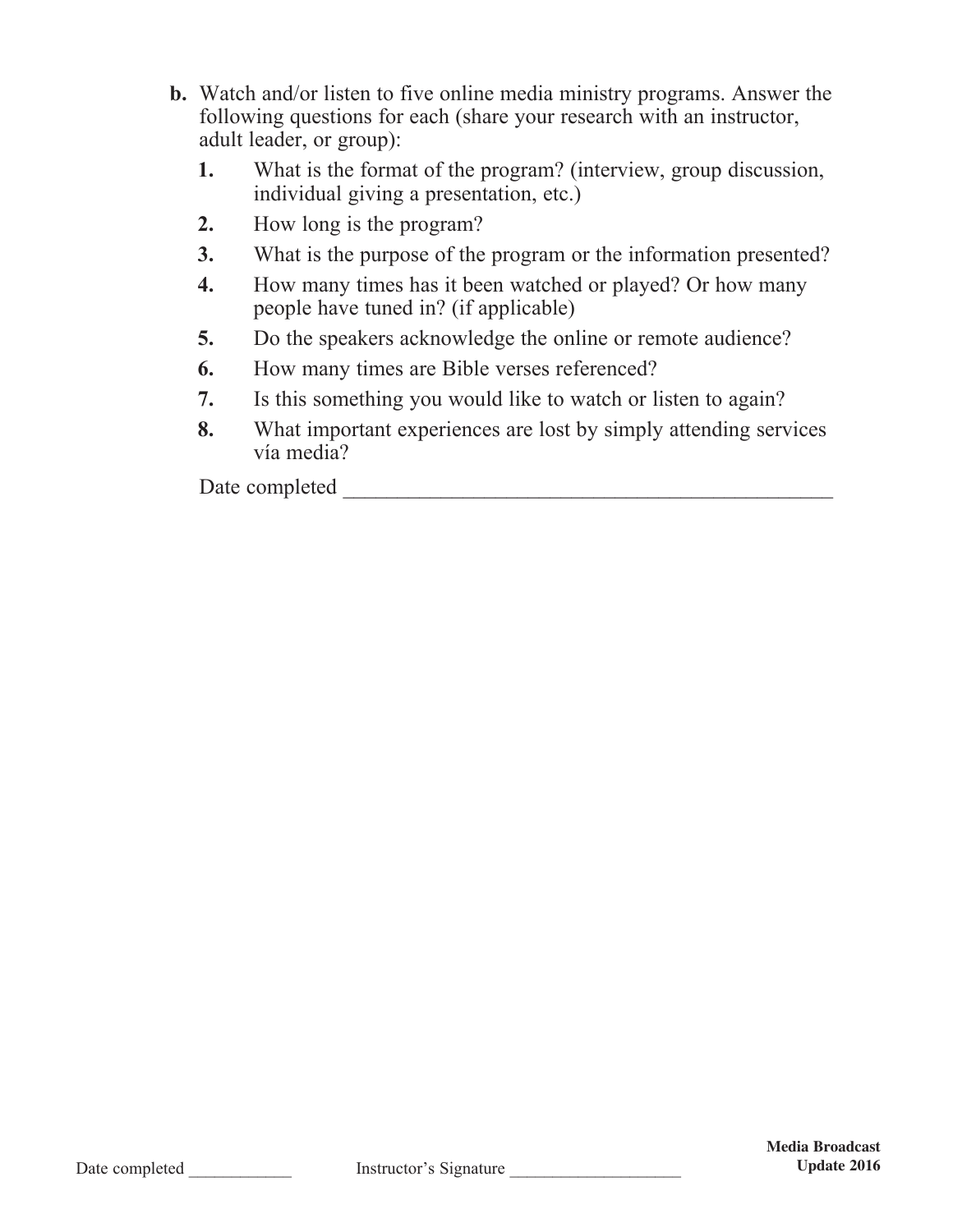**b.** Watch and/or listen to five online media ministry programs. Answer the following questions for each (share your research with an instructor, adult leader, or group):

1. What is the format of the program? (interview, group discussion, individual giving a presentation, etc.)
2. How long is the program?
3. What is the purpose of the program or the information presented?
4. How many times has it been watched or played? Or how many people have tuned in? (if applicable)
5. Do the speakers acknowledge the online or remote audience?
6. How many times are Bible verses referenced?
7. Is this something you would like to watch or listen to again?
8. What important experiences are lost by simply attending services vía media?

Date completed ______________________________________________

Date completed ____________ Instructor's Signature ___________________